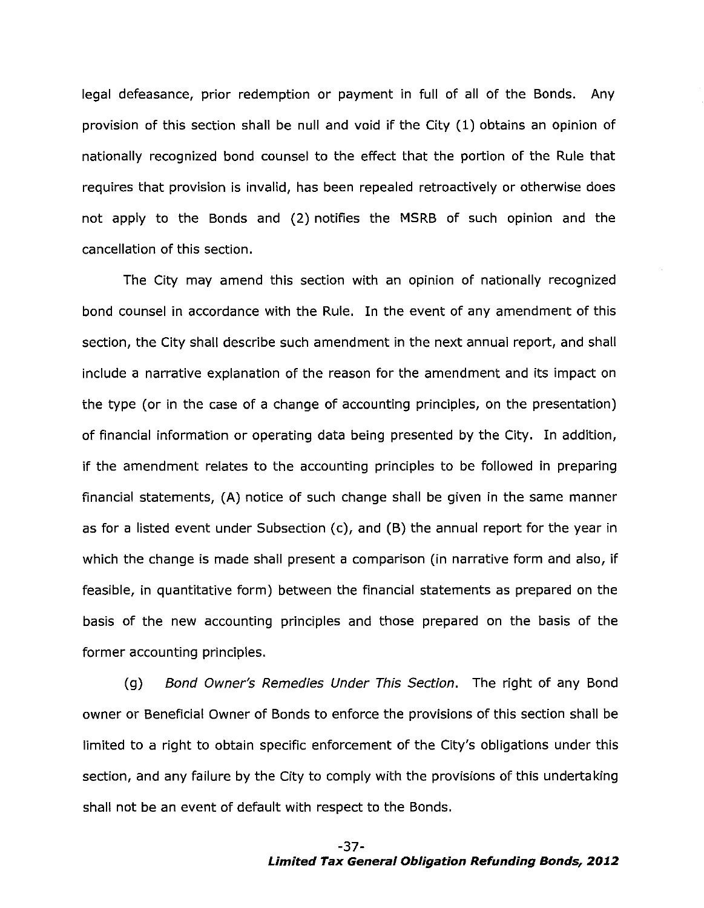legal defeasance, prior redemption or payment in full of all of the Bonds. Any provision of this section shall be null and void if the City (1) obtains an opinion of nationally recognized bond counsel to the effect that the portion of the Rule that requires that provision is invalid, has been repealed retroactively or otherwise does not apply to the Bonds and (2) notifies the MSRB of such opinion and the cancellation of this section.

The City may amend this section with an opinion of nationally recognized bond counsel in accordance with the Rule. In the event of any amendment of this section, the City shall describe such amendment in the next annual report, and shall include a narrative explanation of the reason for the amendment and its impact on the type (or in the case of a change of accounting principles, on the presentation) of financial information or operating data being presented by the City. In addition, if the amendment relates to the accounting principles to be followed in preparing financial statements, (A) notice of such change shall be given in the same manner as for a listed event under Subsection (c), and (B) the annual report for the year in which the change is made shall present a comparison (in narrative form and also, if feasible, in quantitative form) between the financial statements as prepared on the basis of the new accounting principles and those prepared on the basis of the former accounting principles.

(g) *Bond Owner's Remedies Under This Section.* The right of any Bond owner or Beneficial Owner of Bonds to enforce the provisions of this section shall be limited to a right to obtain specific enforcement of the City's obligations under this section, and any failure by the City to comply with the provisions of this undertaking shall not be an event of default with respect to the Bonds.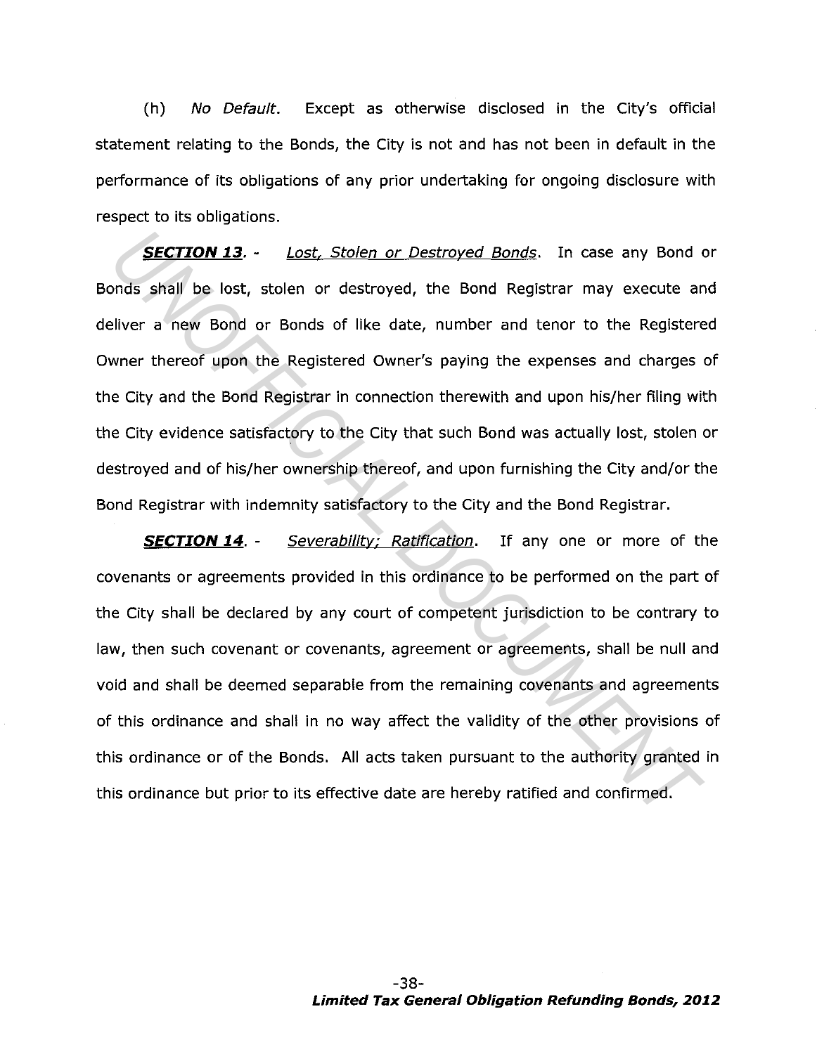(h) *No Default.* Except as otherwise disclosed in the City's official statement relating to the Bonds, the City is not and has not been in default in the performance of its obligations of any prior undertaking for ongoing disclosure with respect to its obligations.

***SECTION 13.*** - *Lost, Stolen or Destroyed Bonds.* In case any Bond or Bonds shall be lost, stolen or destroyed, the Bond Registrar may execute and deliver a new Bond or Bonds of like date, number and tenor to the Registered Owner thereof upon the Registered Owner's paying the expenses and charges of the City and the Bond Registrar in connection therewith and upon his/her filing with the City evidence satisfactory to the City that such Bond was actually lost, stolen or destroyed and of his/her ownership thereof, and upon furnishing the City and/or the Bond Registrar with indemnity satisfactory to the City and the Bond Registrar.

***SECTION 14.*** - *Severability; Ratification.* If any one or more of the covenants or agreements provided in this ordinance to be performed on the part of the City shall be declared by any court of competent jurisdiction to be contrary to law, then such covenant or covenants, agreement or agreements, shall be null and void and shall be deemed separable from the remaining covenants and agreements of this ordinance and shall in no way affect the validity of the other provisions of this ordinance or of the Bonds. All acts taken pursuant to the authority granted in this ordinance but prior to its effective date are hereby ratified and confirmed.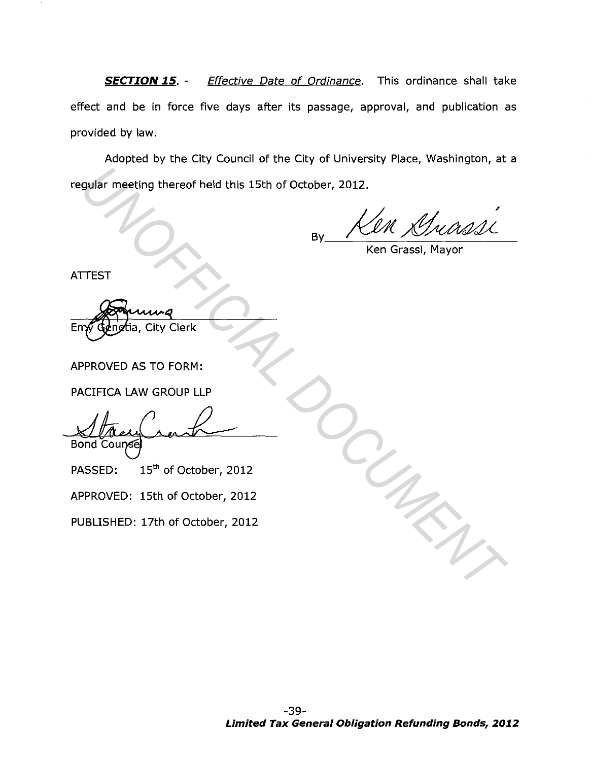**<u>SECTION 15</u>**. - *<u>Effective Date of Ordinance</u>*. This ordinance shall take effect and be in force five days after its passage, approval, and publication as provided by law.

Adopted by the City Council of the City of University Place, Washington, at a regular meeting thereof held this 15th of October, 2012.

By Ken Grassi
Ken Grassi, Mayor

ATTEST

Emy Genetia, City Clerk

APPROVED AS TO FORM:

PACIFICA LAW GROUP LLP

Bond Counsel

PASSED: 15th of October, 2012

APPROVED: 15th of October, 2012

PUBLISHED: 17th of October, 2012

UNOFFICIAL DOCUMENT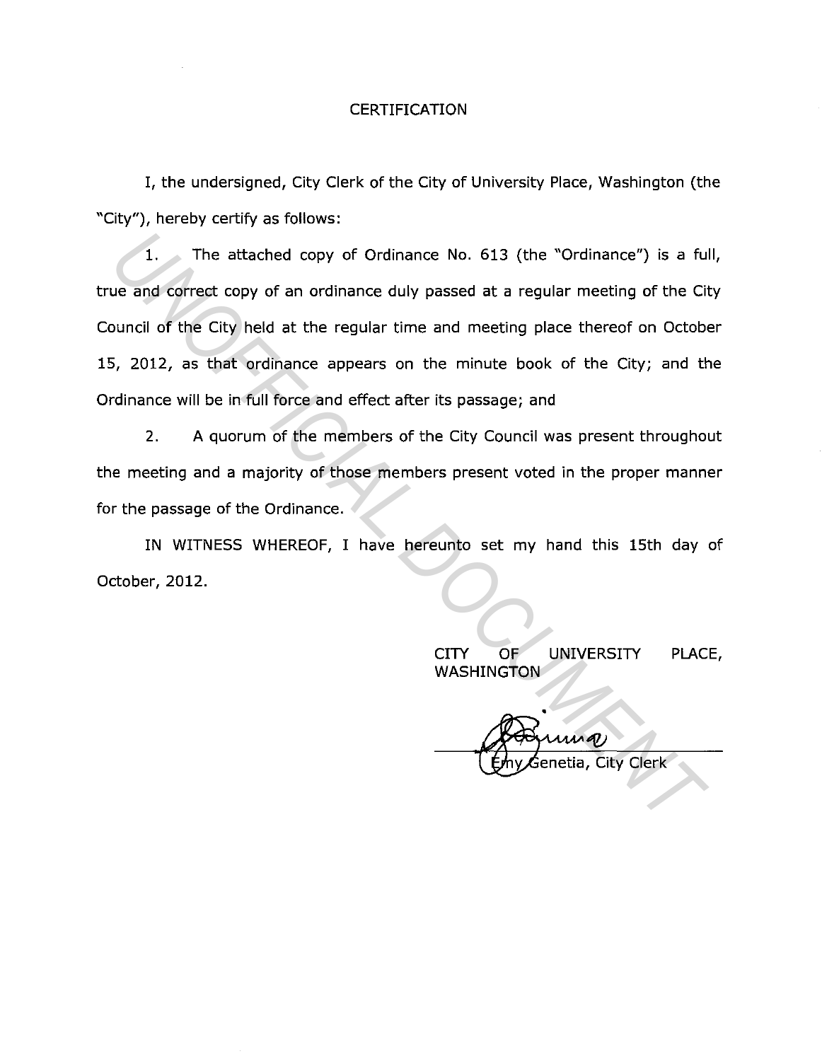# CERTIFICATION

I, the undersigned, City Clerk of the City of University Place, Washington (the "City"), hereby certify as follows:

1. The attached copy of Ordinance No. 613 (the "Ordinance") is a full, true and correct copy of an ordinance duly passed at a regular meeting of the City Council of the City held at the regular time and meeting place thereof on October 15, 2012, as that ordinance appears on the minute book of the City; and the Ordinance will be in full force and effect after its passage; and

2. A quorum of the members of the City Council was present throughout the meeting and a majority of those members present voted in the proper manner for the passage of the Ordinance.

IN WITNESS WHEREOF, I have hereunto set my hand this 15th day of October, 2012.

CITY OF UNIVERSITY PLACE, WASHINGTON

Emy Genetia, City Clerk

UNOFFICIAL DOCUMENT